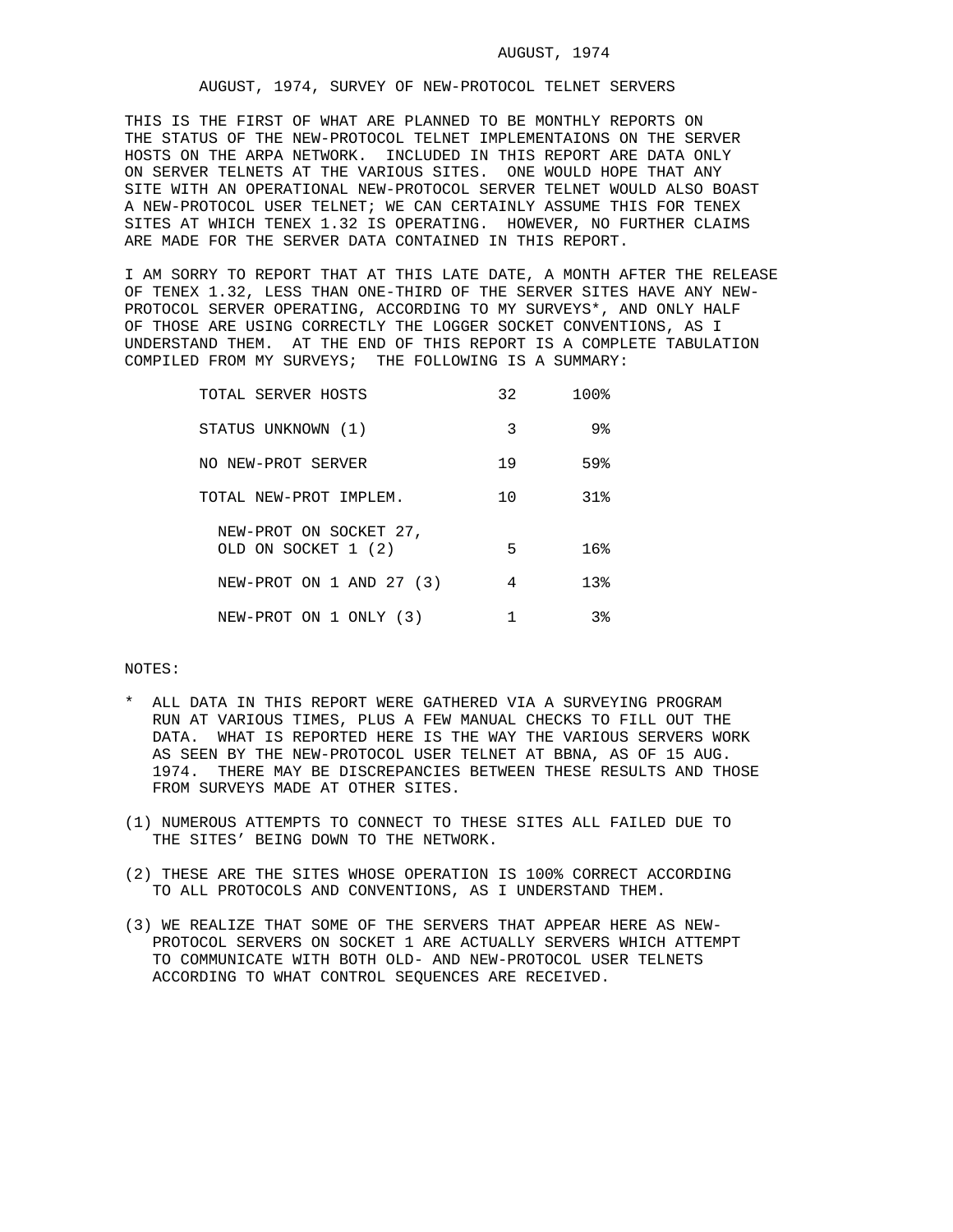AUGUST, 1974

# AUGUST, 1974, SURVEY OF NEW-PROTOCOL TELNET SERVERS

THIS IS THE FIRST OF WHAT ARE PLANNED TO BE MONTHLY REPORTS ON THE STATUS OF THE NEW-PROTOCOL TELNET IMPLEMENTAIONS ON THE SERVER HOSTS ON THE ARPA NETWORK. INCLUDED IN THIS REPORT ARE DATA ONLY ON SERVER TELNETS AT THE VARIOUS SITES. ONE WOULD HOPE THAT ANY SITE WITH AN OPERATIONAL NEW-PROTOCOL SERVER TELNET WOULD ALSO BOAST A NEW-PROTOCOL USER TELNET; WE CAN CERTAINLY ASSUME THIS FOR TENEX SITES AT WHICH TENEX 1.32 IS OPERATING. HOWEVER, NO FURTHER CLAIMS ARE MADE FOR THE SERVER DATA CONTAINED IN THIS REPORT.

I AM SORRY TO REPORT THAT AT THIS LATE DATE, A MONTH AFTER THE RELEASE OF TENEX 1.32, LESS THAN ONE-THIRD OF THE SERVER SITES HAVE ANY NEW-PROTOCOL SERVER OPERATING, ACCORDING TO MY SURVEYS*, AND ONLY HALF OF THOSE ARE USING CORRECTLY THE LOGGER SOCKET CONVENTIONS, AS I UNDERSTAND THEM. AT THE END OF THIS REPORT IS A COMPLETE TABULATION COMPILED FROM MY SURVEYS; THE FOLLOWING IS A SUMMARY:

| | | |
|---|---|---|
| TOTAL SERVER HOSTS | 32 | 100% |
| STATUS UNKNOWN (1) | 3 | 9% |
| NO NEW-PROT SERVER | 19 | 59% |
| TOTAL NEW-PROT IMPLEM. | 10 | 31% |
| NEW-PROT ON SOCKET 27, OLD ON SOCKET 1 (2) | 5 | 16% |
| NEW-PROT ON 1 AND 27 (3) | 4 | 13% |
| NEW-PROT ON 1 ONLY (3) | 1 | 3% |

NOTES:

\* ALL DATA IN THIS REPORT WERE GATHERED VIA A SURVEYING PROGRAM RUN AT VARIOUS TIMES, PLUS A FEW MANUAL CHECKS TO FILL OUT THE DATA. WHAT IS REPORTED HERE IS THE WAY THE VARIOUS SERVERS WORK AS SEEN BY THE NEW-PROTOCOL USER TELNET AT BBNA, AS OF 15 AUG. 1974. THERE MAY BE DISCREPANCIES BETWEEN THESE RESULTS AND THOSE FROM SURVEYS MADE AT OTHER SITES.

(1) NUMEROUS ATTEMPTS TO CONNECT TO THESE SITES ALL FAILED DUE TO THE SITES' BEING DOWN TO THE NETWORK.

(2) THESE ARE THE SITES WHOSE OPERATION IS 100% CORRECT ACCORDING TO ALL PROTOCOLS AND CONVENTIONS, AS I UNDERSTAND THEM.

(3) WE REALIZE THAT SOME OF THE SERVERS THAT APPEAR HERE AS NEW-PROTOCOL SERVERS ON SOCKET 1 ARE ACTUALLY SERVERS WHICH ATTEMPT TO COMMUNICATE WITH BOTH OLD- AND NEW-PROTOCOL USER TELNETS ACCORDING TO WHAT CONTROL SEQUENCES ARE RECEIVED.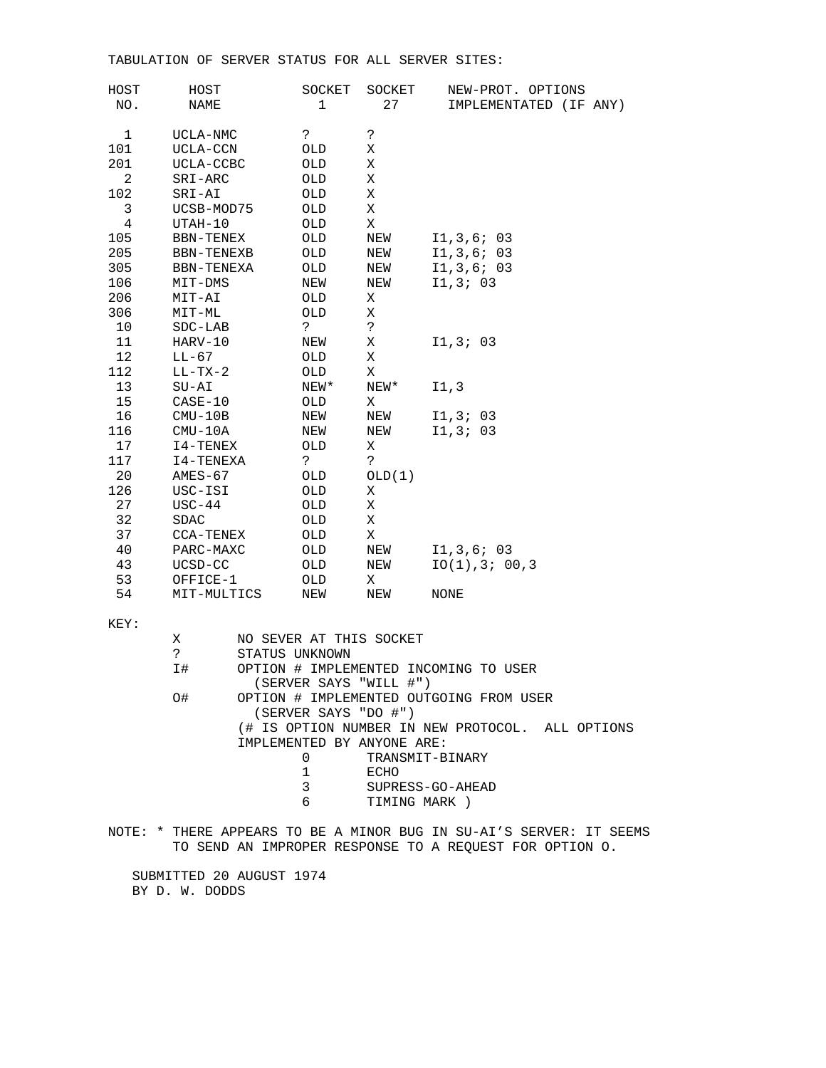TABULATION OF SERVER STATUS FOR ALL SERVER SITES:

| HOST NO. | HOST NAME | SOCKET 1 | SOCKET 27 | NEW-PROT. OPTIONS IMPLEMENTATED (IF ANY) |
|---|---|---|---|---|
| 1 | UCLA-NMC | ? | ? | |
| 101 | UCLA-CCN | OLD | X | |
| 201 | UCLA-CCBC | OLD | X | |
| 2 | SRI-ARC | OLD | X | |
| 102 | SRI-AI | OLD | X | |
| 3 | UCSB-MOD75 | OLD | X | |
| 4 | UTAH-10 | OLD | X | |
| 105 | BBN-TENEX | OLD | NEW | I1,3,6; O3 |
| 205 | BBN-TENEXB | OLD | NEW | I1,3,6; O3 |
| 305 | BBN-TENEXA | OLD | NEW | I1,3,6; O3 |
| 106 | MIT-DMS | NEW | NEW | I1,3; O3 |
| 206 | MIT-AI | OLD | X | |
| 306 | MIT-ML | OLD | X | |
| 10 | SDC-LAB | ? | ? | |
| 11 | HARV-10 | NEW | X | I1,3; O3 |
| 12 | LL-67 | OLD | X | |
| 112 | LL-TX-2 | OLD | X | |
| 13 | SU-AI | NEW* | NEW* | I1,3 |
| 15 | CASE-10 | OLD | X | |
| 16 | CMU-10B | NEW | NEW | I1,3; O3 |
| 116 | CMU-10A | NEW | NEW | I1,3; O3 |
| 17 | I4-TENEX | OLD | X | |
| 117 | I4-TENEXA | ? | ? | |
| 20 | AMES-67 | OLD | OLD(1) | |
| 126 | USC-ISI | OLD | X | |
| 27 | USC-44 | OLD | X | |
| 32 | SDAC | OLD | X | |
| 37 | CCA-TENEX | OLD | X | |
| 40 | PARC-MAXC | OLD | NEW | I1,3,6; O3 |
| 43 | UCSD-CC | OLD | NEW | IO(1),3; O0,3 |
| 53 | OFFICE-1 | OLD | X | |
| 54 | MIT-MULTICS | NEW | NEW | NONE |

KEY:

- X — NO SEVER AT THIS SOCKET
- ? — STATUS UNKNOWN
- I# — OPTION # IMPLEMENTED INCOMING TO USER (SERVER SAYS "WILL #")
- O# — OPTION # IMPLEMENTED OUTGOING FROM USER (SERVER SAYS "DO #")

(# IS OPTION NUMBER IN NEW PROTOCOL. ALL OPTIONS IMPLEMENTED BY ANYONE ARE:

- 0 TRANSMIT-BINARY
- 1 ECHO
- 3 SUPRESS-GO-AHEAD
- 6 TIMING MARK )

NOTE: * THERE APPEARS TO BE A MINOR BUG IN SU-AI'S SERVER: IT SEEMS TO SEND AN IMPROPER RESPONSE TO A REQUEST FOR OPTION O.

SUBMITTED 20 AUGUST 1974
BY D. W. DODDS